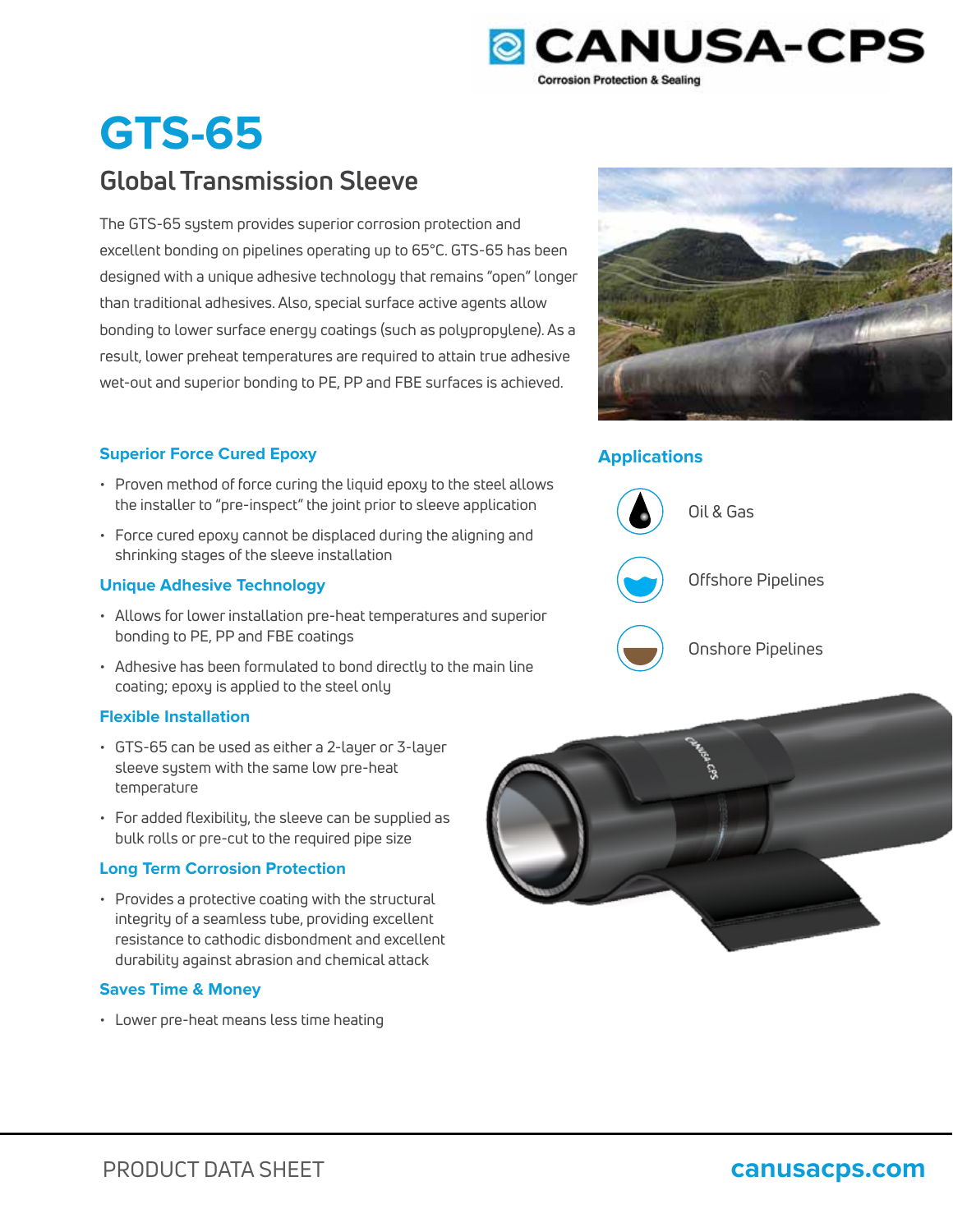CANUSA-CPS

Corrosion Protection & Sealing

# GTS-65

## Global Transmission Sleeve

The GTS-65 system provides superior corrosion protection and excellent bonding on pipelines operating up to 65°C. GTS-65 has been designed with a unique adhesive technology that remains "open" longer than traditional adhesives. Also, special surface active agents allow bonding to lower surface energy coatings (such as polypropylene). As a result, lower preheat temperatures are required to attain true adhesive wet-out and superior bonding to PE, PP and FBE surfaces is achieved.

### Superior Force Cured Epoxy

- Proven method of force curing the liquid epoxy to the steel allows the installer to "pre-inspect" the joint prior to sleeve application
- Force cured epoxy cannot be displaced during the aligning and shrinking stages of the sleeve installation

### Unique Adhesive Technology

- Allows for lower installation pre-heat temperatures and superior bonding to PE, PP and FBE coatings
- Adhesive has been formulated to bond directly to the main line coating; epoxy is applied to the steel only

### Flexible Installation

- GTS-65 can be used as either a 2-layer or 3-layer sleeve system with the same low pre-heat temperature
- For added flexibility, the sleeve can be supplied as bulk rolls or pre-cut to the required pipe size

### Long Term Corrosion Protection

- Provides a protective coating with the structural integrity of a seamless tube, providing excellent resistance to cathodic disbondment and excellent durability against abrasion and chemical attack

### Saves Time & Money

- Lower pre-heat means less time heating

### Applications

- Oil & Gas
- Offshore Pipelines
- Onshore Pipelines

PRODUCT DATA SHEET

canusacps.com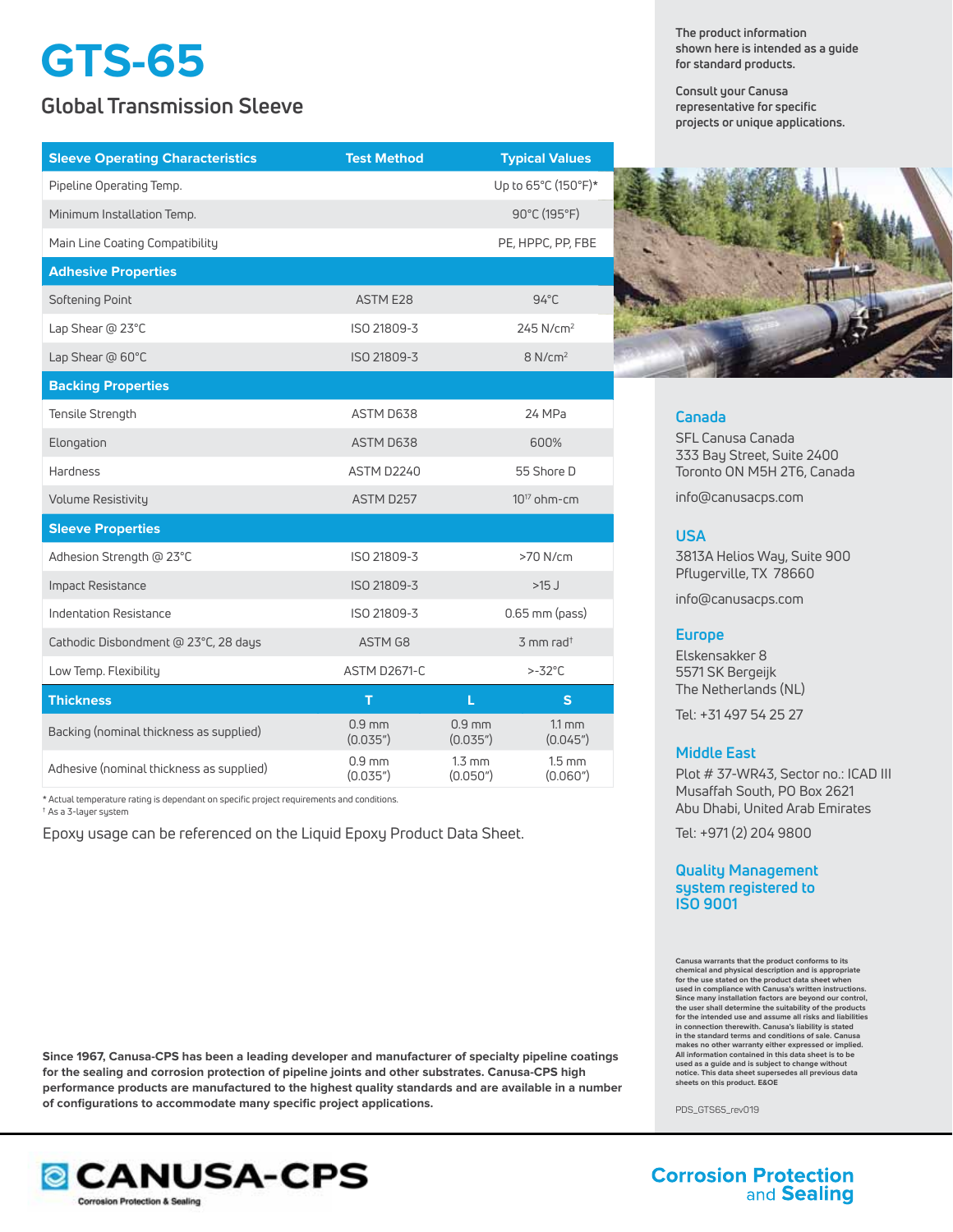# GTS-65

## Global Transmission Sleeve

The product information shown here is intended as a guide for standard products.

Consult your Canusa representative for specific projects or unique applications.

| Sleeve Operating Characteristics | Test Method | Typical Values | |
|---|---|---|---|
| Pipeline Operating Temp. | | Up to 65°C (150°F)* | |
| Minimum Installation Temp. | | 90°C (195°F) | |
| Main Line Coating Compatibility | | PE, HPPC, PP, FBE | |
| **Adhesive Properties** | | | |
| Softening Point | ASTM E28 | 94°C | |
| Lap Shear @ 23°C | ISO 21809-3 | 245 N/cm² | |
| Lap Shear @ 60°C | ISO 21809-3 | 8 N/cm² | |
| **Backing Properties** | | | |
| Tensile Strength | ASTM D638 | 24 MPa | |
| Elongation | ASTM D638 | 600% | |
| Hardness | ASTM D2240 | 55 Shore D | |
| Volume Resistivity | ASTM D257 | $10^{17}$ ohm-cm | |
| **Sleeve Properties** | | | |
| Adhesion Strength @ 23°C | ISO 21809-3 | >70 N/cm | |
| Impact Resistance | ISO 21809-3 | >15 J | |
| Indentation Resistance | ISO 21809-3 | 0.65 mm (pass) | |
| Cathodic Disbondment @ 23°C, 28 days | ASTM G8 | 3 mm rad† | |
| Low Temp. Flexibility | ASTM D2671-C | >-32°C | |
| **Thickness** | **T** | **L** | **S** |
| Backing (nominal thickness as supplied) | 0.9 mm (0.035") | 0.9 mm (0.035") | 1.1 mm (0.045") |
| Adhesive (nominal thickness as supplied) | 0.9 mm (0.035") | 1.3 mm (0.050") | 1.5 mm (0.060") |

\* Actual temperature rating is dependant on specific project requirements and conditions.
† As a 3-layer system

Epoxy usage can be referenced on the Liquid Epoxy Product Data Sheet.

### Canada

SFL Canusa Canada
333 Bay Street, Suite 2400
Toronto ON M5H 2T6, Canada

info@canusacps.com

### USA

3813A Helios Way, Suite 900
Pflugerville, TX 78660

info@canusacps.com

### Europe

Elskensakker 8
5571 SK Bergeijk
The Netherlands (NL)

Tel: +31 497 54 25 27

### Middle East

Plot # 37-WR43, Sector no.: ICAD III
Musaffah South, PO Box 2621
Abu Dhabi, United Arab Emirates

Tel: +971 (2) 204 9800

**Quality Management system registered to ISO 9001**

Canusa warrants that the product conforms to its chemical and physical description and is appropriate for the use stated on the product data sheet when used in compliance with Canusa's written instructions. Since many installation factors are beyond our control, the user shall determine the suitability of the products for the intended use and assume all risks and liabilities in connection therewith. Canusa's liability is stated in the standard terms and conditions of sale. Canusa makes no other warranty either expressed or implied. All information contained in this data sheet is to be used as a guide and is subject to change without notice. This data sheet supersedes all previous data sheets on this product. E&OE

PDS_GTS65_rev019

**Since 1967, Canusa-CPS has been a leading developer and manufacturer of specialty pipeline coatings for the sealing and corrosion protection of pipeline joints and other substrates. Canusa-CPS high performance products are manufactured to the highest quality standards and are available in a number of configurations to accommodate many specific project applications.**

CANUSA-CPS
Corrosion Protection & Sealing

**Corrosion Protection and Sealing**